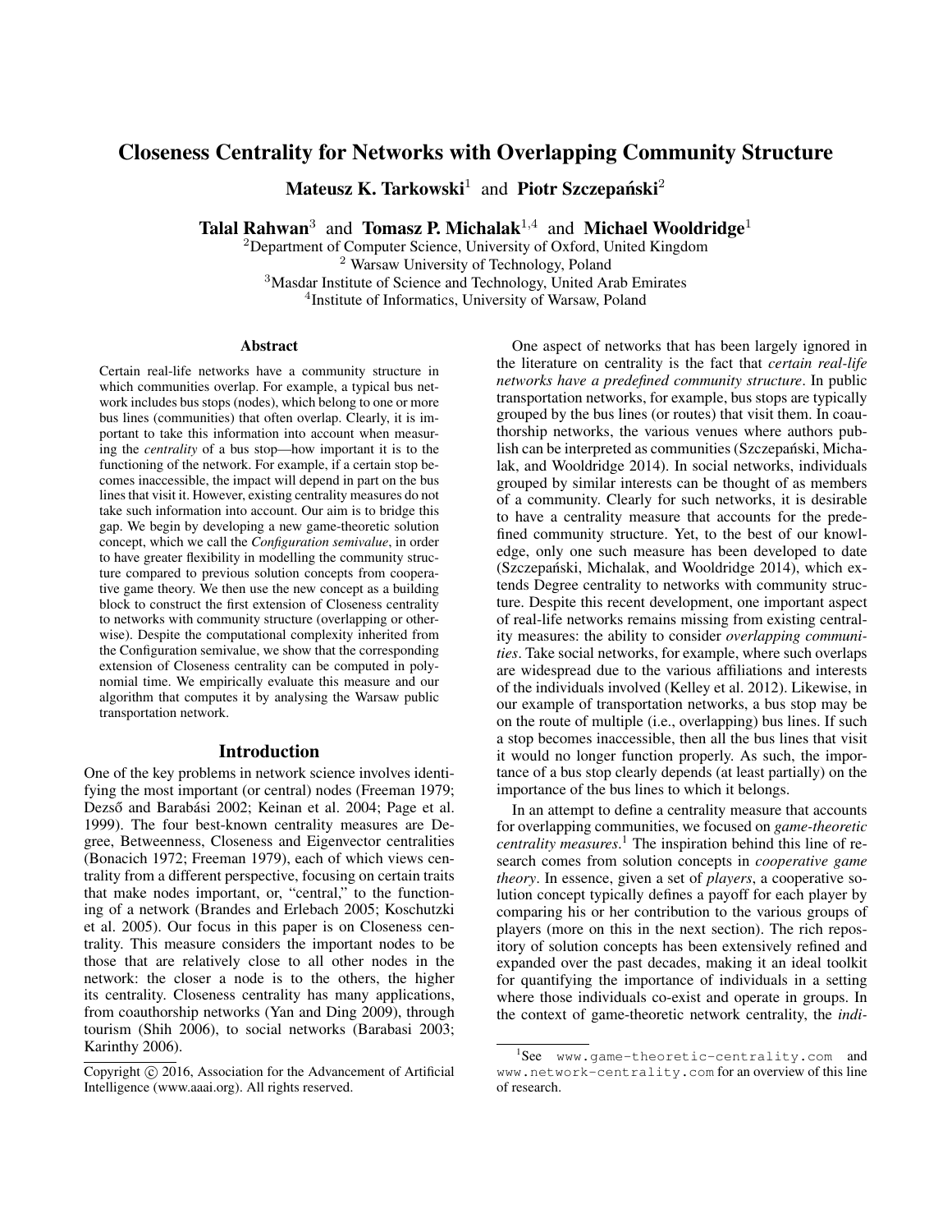# Closeness Centrality for Networks with Overlapping Community Structure

**Mateusz K. Tarkowski**[1] and **Piotr Szczepański**[2]

**Talal Rahwan**[3] and **Tomasz P. Michalak**[1,4] and **Michael Wooldridge**[1]

[2]Department of Computer Science, University of Oxford, United Kingdom
[2] Warsaw University of Technology, Poland
[3]Masdar Institute of Science and Technology, United Arab Emirates
[4]Institute of Informatics, University of Warsaw, Poland

## Abstract

Certain real-life networks have a community structure in which communities overlap. For example, a typical bus network includes bus stops (nodes), which belong to one or more bus lines (communities) that often overlap. Clearly, it is important to take this information into account when measuring the *centrality* of a bus stop—how important it is to the functioning of the network. For example, if a certain stop becomes inaccessible, the impact will depend in part on the bus lines that visit it. However, existing centrality measures do not take such information into account. Our aim is to bridge this gap. We begin by developing a new game-theoretic solution concept, which we call the *Configuration semivalue*, in order to have greater flexibility in modelling the community structure compared to previous solution concepts from cooperative game theory. We then use the new concept as a building block to construct the first extension of Closeness centrality to networks with community structure (overlapping or otherwise). Despite the computational complexity inherited from the Configuration semivalue, we show that the corresponding extension of Closeness centrality can be computed in polynomial time. We empirically evaluate this measure and our algorithm that computes it by analysing the Warsaw public transportation network.

## Introduction

One of the key problems in network science involves identifying the most important (or central) nodes (Freeman 1979; Dezső and Barabási 2002; Keinan et al. 2004; Page et al. 1999). The four best-known centrality measures are Degree, Betweenness, Closeness and Eigenvector centralities (Bonacich 1972; Freeman 1979), each of which views centrality from a different perspective, focusing on certain traits that make nodes important, or, "central," to the functioning of a network (Brandes and Erlebach 2005; Koschutzki et al. 2005). Our focus in this paper is on Closeness centrality. This measure considers the important nodes to be those that are relatively close to all other nodes in the network: the closer a node is to the others, the higher its centrality. Closeness centrality has many applications, from coauthorship networks (Yan and Ding 2009), through tourism (Shih 2006), to social networks (Barabasi 2003; Karinthy 2006).

One aspect of networks that has been largely ignored in the literature on centrality is the fact that *certain real-life networks have a predefined community structure*. In public transportation networks, for example, bus stops are typically grouped by the bus lines (or routes) that visit them. In coauthorship networks, the various venues where authors publish can be interpreted as communities (Szczepański, Michalak, and Wooldridge 2014). In social networks, individuals grouped by similar interests can be thought of as members of a community. Clearly for such networks, it is desirable to have a centrality measure that accounts for the predefined community structure. Yet, to the best of our knowledge, only one such measure has been developed to date (Szczepański, Michalak, and Wooldridge 2014), which extends Degree centrality to networks with community structure. Despite this recent development, one important aspect of real-life networks remains missing from existing centrality measures: the ability to consider *overlapping communities*. Take social networks, for example, where such overlaps are widespread due to the various affiliations and interests of the individuals involved (Kelley et al. 2012). Likewise, in our example of transportation networks, a bus stop may be on the route of multiple (i.e., overlapping) bus lines. If such a stop becomes inaccessible, then all the bus lines that visit it would no longer function properly. As such, the importance of a bus stop clearly depends (at least partially) on the importance of the bus lines to which it belongs.

In an attempt to define a centrality measure that accounts for overlapping communities, we focused on *game-theoretic centrality measures*.[1] The inspiration behind this line of research comes from solution concepts in *cooperative game theory*. In essence, given a set of *players*, a cooperative solution concept typically defines a payoff for each player by comparing his or her contribution to the various groups of players (more on this in the next section). The rich repository of solution concepts has been extensively refined and expanded over the past decades, making it an ideal toolkit for quantifying the importance of individuals in a setting where those individuals co-exist and operate in groups. In the context of game-theoretic network centrality, the *indi-*

Copyright © 2016, Association for the Advancement of Artificial Intelligence (www.aaai.org). All rights reserved.

[1]See www.game-theoretic-centrality.com and www.network-centrality.com for an overview of this line of research.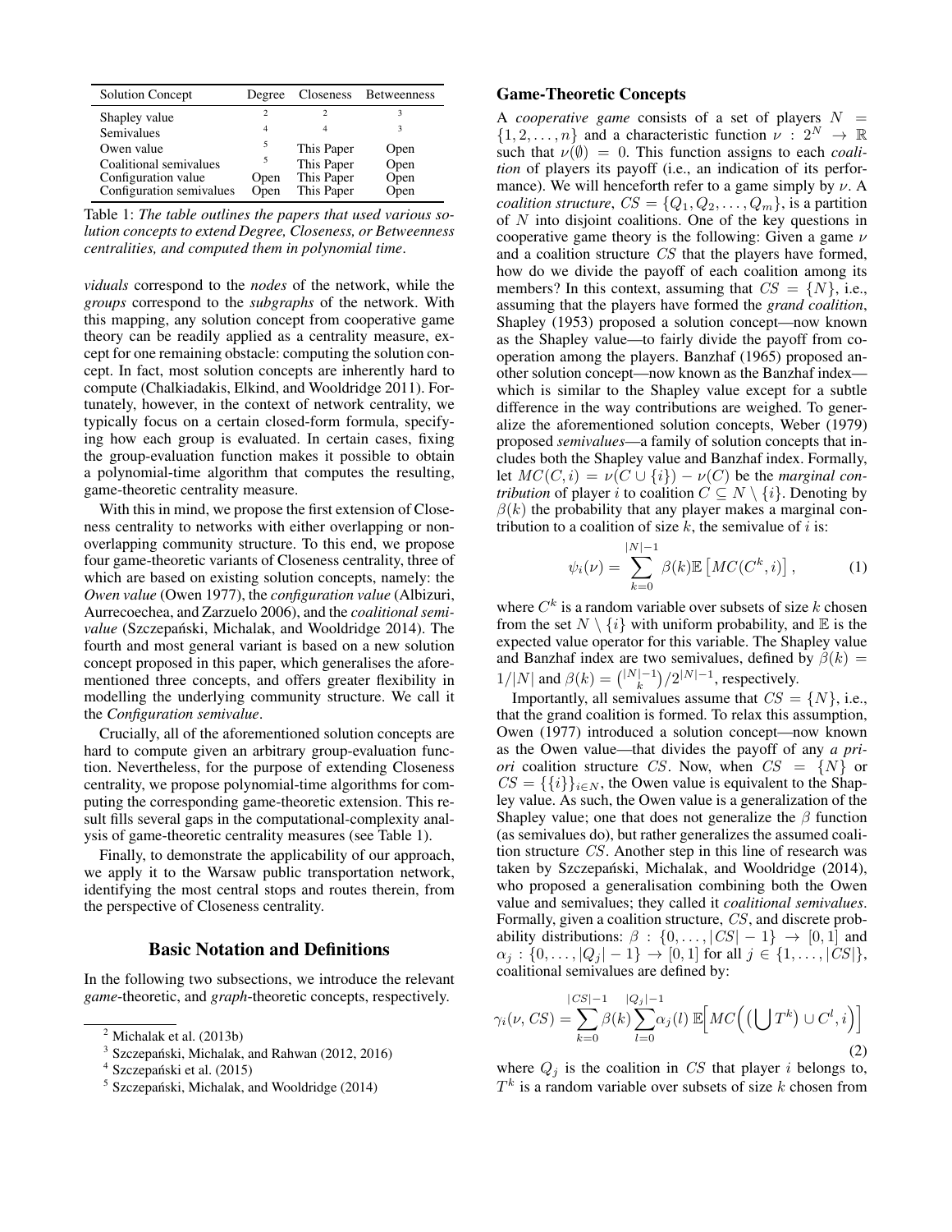| Solution Concept | Degree | Closeness | Betweenness |
| --- | --- | --- | --- |
| Shapley value | [2] | [2] | [3] |
| Semivalues | [4] | [4] | [3] |
| Owen value | [5] | This Paper | Open |
| Coalitional semivalues | [5] | This Paper | Open |
| Configuration value | Open | This Paper | Open |
| Configuration semivalues | Open | This Paper | Open |

Table 1: *The table outlines the papers that used various solution concepts to extend Degree, Closeness, or Betweenness centralities, and computed them in polynomial time.*

*viduals* correspond to the *nodes* of the network, while the *groups* correspond to the *subgraphs* of the network. With this mapping, any solution concept from cooperative game theory can be readily applied as a centrality measure, except for one remaining obstacle: computing the solution concept. In fact, most solution concepts are inherently hard to compute (Chalkiadakis, Elkind, and Wooldridge 2011). Fortunately, however, in the context of network centrality, we typically focus on a certain closed-form formula, specifying how each group is evaluated. In certain cases, fixing the group-evaluation function makes it possible to obtain a polynomial-time algorithm that computes the resulting, game-theoretic centrality measure.

With this in mind, we propose the first extension of Closeness centrality to networks with either overlapping or non-overlapping community structure. To this end, we propose four game-theoretic variants of Closeness centrality, three of which are based on existing solution concepts, namely: the *Owen value* (Owen 1977), the *configuration value* (Albizuri, Aurrecoechea, and Zarzuelo 2006), and the *coalitional semivalue* (Szczepański, Michalak, and Wooldridge 2014). The fourth and most general variant is based on a new solution concept proposed in this paper, which generalises the aforementioned three concepts, and offers greater flexibility in modelling the underlying community structure. We call it the *Configuration semivalue*.

Crucially, all of the aforementioned solution concepts are hard to compute given an arbitrary group-evaluation function. Nevertheless, for the purpose of extending Closeness centrality, we propose polynomial-time algorithms for computing the corresponding game-theoretic extension. This result fills several gaps in the computational-complexity analysis of game-theoretic centrality measures (see Table 1).

Finally, to demonstrate the applicability of our approach, we apply it to the Warsaw public transportation network, identifying the most central stops and routes therein, from the perspective of Closeness centrality.

## Basic Notation and Definitions

In the following two subsections, we introduce the relevant *game*-theoretic, and *graph*-theoretic concepts, respectively.

[2] Michalak et al. (2013b)

[3] Szczepański, Michalak, and Rahwan (2012, 2016)

[4] Szczepański et al. (2015)

[5] Szczepański, Michalak, and Wooldridge (2014)

### Game-Theoretic Concepts

A *cooperative game* consists of a set of players $N = \{1, 2, \ldots, n\}$ and a characteristic function $\nu : 2^N \to \mathbb{R}$ such that $\nu(\emptyset) = 0$. This function assigns to each *coalition* of players its payoff (i.e., an indication of its performance). We will henceforth refer to a game simply by $\nu$. A *coalition structure*, $CS = \{Q_1, Q_2, \ldots, Q_m\}$, is a partition of $N$ into disjoint coalitions. One of the key questions in cooperative game theory is the following: Given a game $\nu$ and a coalition structure $CS$ that the players have formed, how do we divide the payoff of each coalition among its members? In this context, assuming that $CS = \{N\}$, i.e., assuming that the players have formed the *grand coalition*, Shapley (1953) proposed a solution concept—now known as the Shapley value—to fairly divide the payoff from cooperation among the players. Banzhaf (1965) proposed another solution concept—now known as the Banzhaf index—which is similar to the Shapley value except for a subtle difference in the way contributions are weighed. To generalize the aforementioned solution concepts, Weber (1979) proposed *semivalues*—a family of solution concepts that includes both the Shapley value and Banzhaf index. Formally, let $MC(C, i) = \nu(C \cup \{i\}) - \nu(C)$ be the *marginal contribution* of player $i$ to coalition $C \subseteq N \setminus \{i\}$. Denoting by $\beta(k)$ the probability that any player makes a marginal contribution to a coalition of size $k$, the semivalue of $i$ is:

$$\psi_i(\nu) = \sum_{k=0}^{|N|-1} \beta(k) \mathbb{E}\left[MC(C^k, i)\right], \tag{1}$$

where $C^k$ is a random variable over subsets of size $k$ chosen from the set $N \setminus \{i\}$ with uniform probability, and $\mathbb{E}$ is the expected value operator for this variable. The Shapley value and Banzhaf index are two semivalues, defined by $\beta(k) = 1/|N|$ and $\beta(k) = \binom{|N|-1}{k}/2^{|N|-1}$, respectively.

Importantly, all semivalues assume that $CS = \{N\}$, i.e., that the grand coalition is formed. To relax this assumption, Owen (1977) introduced a solution concept—now known as the Owen value—that divides the payoff of any *a priori* coalition structure $CS$. Now, when $CS = \{N\}$ or $CS = \{\{i\}\}_{i \in N}$, the Owen value is equivalent to the Shapley value. As such, the Owen value is a generalization of the Shapley value; one that does not generalize the $\beta$ function (as semivalues do), but rather generalizes the assumed coalition structure $CS$. Another step in this line of research was taken by Szczepański, Michalak, and Wooldridge (2014), who proposed a generalisation combining both the Owen value and semivalues; they called it *coalitional semivalues*. Formally, given a coalition structure, $CS$, and discrete probability distributions: $\beta : \{0, \ldots, |CS|-1\} \to [0,1]$ and $\alpha_j : \{0, \ldots, |Q_j|-1\} \to [0,1]$ for all $j \in \{1, \ldots, |CS|\}$, coalitional semivalues are defined by:

$$\gamma_i(\nu, CS) = \sum_{k=0}^{|CS|-1} \beta(k) \sum_{l=0}^{|Q_j|-1} \alpha_j(l)\, \mathbb{E}\Big[MC\Big(\big(\bigcup T^k\big) \cup C^l, i\Big)\Big] \tag{2}$$

where $Q_j$ is the coalition in $CS$ that player $i$ belongs to, $T^k$ is a random variable over subsets of size $k$ chosen from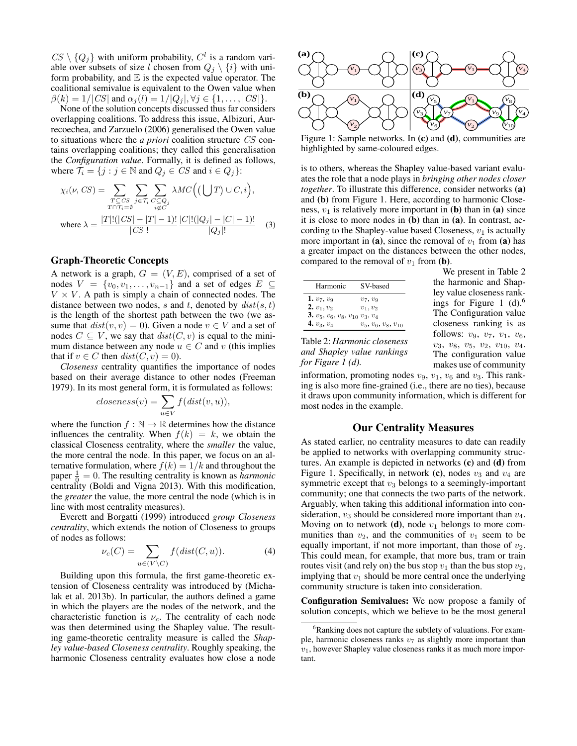$CS \setminus \{Q_j\}$ with uniform probability, $C^l$ is a random variable over subsets of size $l$ chosen from $Q_j \setminus \{i\}$ with uniform probability, and $\mathbb{E}$ is the expected value operator. The coalitional semivalue is equivalent to the Owen value when $\beta(k) = 1/|CS|$ and $\alpha_j(l) = 1/|Q_j|, \forall j \in \{1, \ldots, |CS|\}$.

None of the solution concepts discussed thus far considers overlapping coalitions. To address this issue, Albizuri, Aurrecoechea, and Zarzuelo (2006) generalised the Owen value to situations where the *a priori* coalition structure $CS$ contains overlapping coalitions; they called this generalisation the *Configuration value*. Formally, it is defined as follows, where $\mathcal{T}_i = \{j : j \in \mathbb{N} \text{ and } Q_j \in CS \text{ and } i \in Q_j\}$:

$$\chi_i(\nu, CS) = \sum_{\substack{T \subseteq CS \\ T \cap \mathcal{T}_i = \emptyset}} \sum_{j \in \mathcal{T}_i} \sum_{\substack{C \subseteq Q_j \\ i \notin C}} \lambda MC\Big(\big(\bigcup T\big) \cup C, i\Big),$$

$$\text{where } \lambda = \frac{|T|!(|CS| - |T| - 1)!}{|CS|!} \frac{|C|!(|Q_j| - |C| - 1)!}{|Q_j|!} \quad (3)$$

### Graph-Theoretic Concepts

A network is a graph, $G = (V, E)$, comprised of a set of nodes $V = \{v_0, v_1, \ldots, v_{n-1}\}$ and a set of edges $E \subseteq V \times V$. A path is simply a chain of connected nodes. The distance between two nodes, $s$ and $t$, denoted by $dist(s, t)$ is the length of the shortest path between the two (we assume that $dist(v, v) = 0$). Given a node $v \in V$ and a set of nodes $C \subseteq V$, we say that $dist(C, v)$ is equal to the minimum distance between any node $u \in C$ and $v$ (this implies that if $v \in C$ then $dist(C, v) = 0$).

*Closeness* centrality quantifies the importance of nodes based on their average distance to other nodes (Freeman 1979). In its most general form, it is formulated as follows:

$$closeness(v) = \sum_{u \in V} f(dist(v, u)),$$

where the function $f : \mathbb{N} \to \mathbb{R}$ determines how the distance influences the centrality. When $f(k) = k$, we obtain the classical Closeness centrality, where the *smaller* the value, the more central the node. In this paper, we focus on an alternative formulation, where $f(k) = 1/k$ and throughout the paper $\frac{1}{0} = 0$. The resulting centrality is known as *harmonic* centrality (Boldi and Vigna 2013). With this modification, the *greater* the value, the more central the node (which is in line with most centrality measures).

Everett and Borgatti (1999) introduced *group Closeness centrality*, which extends the notion of Closeness to groups of nodes as follows:

$$\nu_c(C) = \sum_{u \in (V \setminus C)} f(dist(C, u)). \quad (4)$$

Building upon this formula, the first game-theoretic extension of Closeness centrality was introduced by (Michalak et al. 2013b). In particular, the authors defined a game in which the players are the nodes of the network, and the characteristic function is $\nu_c$. The centrality of each node was then determined using the Shapley value. The resulting game-theoretic centrality measure is called the *Shapley value-based Closeness centrality*. Roughly speaking, the harmonic Closeness centrality evaluates how close a node is to others, whereas the Shapley value-based variant evaluates the role that a node plays in *bringing other nodes closer together*. To illustrate this difference, consider networks **(a)** and **(b)** from Figure 1. Here, according to harmonic Closeness, $v_1$ is relatively more important in **(b)** than in **(a)** since it is close to more nodes in **(b)** than in **(a)**. In contrast, according to the Shapley-value based Closeness, $v_1$ is actually more important in **(a)**, since the removal of $v_1$ from **(a)** has a greater impact on the distances between the other nodes, compared to the removal of $v_1$ from **(b)**.

Figure 1: Sample networks. In **(c)** and **(d)**, communities are highlighted by same-coloured edges.

| Harmonic | SV-based |
|---|---|
| **1.** $v_7, v_9$ | $v_7, v_9$ |
| **2.** $v_1, v_2$ | $v_1, v_2$ |
| **3.** $v_5, v_6, v_8, v_{10}$ | $v_3, v_4$ |
| **4.** $v_3, v_4$ | $v_5, v_6, v_8, v_{10}$ |

Table 2: *Harmonic closeness and Shapley value rankings for Figure 1 (d).*

We present in Table 2 the harmonic and Shapley value closeness rankings for Figure 1 (d).[6] The Configuration value closeness ranking is as follows: $v_9$, $v_7$, $v_1$, $v_6$, $v_3$, $v_8$, $v_5$, $v_2$, $v_{10}$, $v_4$. The configuration value makes use of community information, promoting nodes $v_9$, $v_1$, $v_6$ and $v_3$. This ranking is also more fine-grained (i.e., there are no ties), because it draws upon community information, which is different for most nodes in the example.

## Our Centrality Measures

As stated earlier, no centrality measures to date can readily be applied to networks with overlapping community structures. An example is depicted in networks **(c)** and **(d)** from Figure 1. Specifically, in network **(c)**, nodes $v_3$ and $v_4$ are symmetric except that $v_3$ belongs to a seemingly-important community; one that connects the two parts of the network. Arguably, when taking this additional information into consideration, $v_3$ should be considered more important than $v_4$. Moving on to network **(d)**, node $v_1$ belongs to more communities than $v_2$, and the communities of $v_1$ seem to be equally important, if not more important, than those of $v_2$. This could mean, for example, that more bus, tram or train routes visit (and rely on) the bus stop $v_1$ than the bus stop $v_2$, implying that $v_1$ should be more central once the underlying community structure is taken into consideration.

**Configuration Semivalues:** We now propose a family of solution concepts, which we believe to be the most general

[6] Ranking does not capture the subtlety of valuations. For example, harmonic closeness ranks $v_7$ as slightly more important than $v_1$, however Shapley value closeness ranks it as much more important.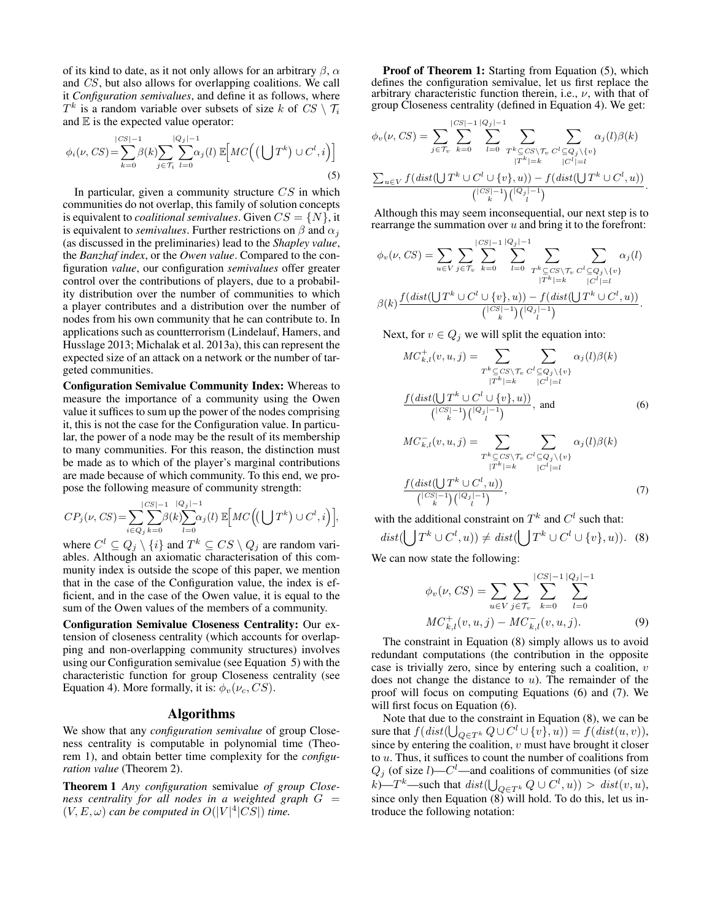of its kind to date, as it not only allows for an arbitrary $\beta$, $\alpha$ and $CS$, but also allows for overlapping coalitions. We call it *Configuration semivalues*, and define it as follows, where $T^k$ is a random variable over subsets of size $k$ of $CS \setminus \mathcal{T}_i$ and $\mathbb{E}$ is the expected value operator:

$$\phi_i(\nu, CS) = \sum_{k=0}^{|CS|-1} \beta(k) \sum_{j \in \mathcal{T}_i} \sum_{l=0}^{|Q_j|-1} \alpha_j(l)\ \mathbb{E}\Big[MC\Big(\big(\bigcup T^k\big) \cup C^l, i\Big)\Big] \tag{5}$$

In particular, given a community structure $CS$ in which communities do not overlap, this family of solution concepts is equivalent to *coalitional semivalues*. Given $CS = \{N\}$, it is equivalent to *semivalues*. Further restrictions on $\beta$ and $\alpha_j$ (as discussed in the preliminaries) lead to the *Shapley value*, the *Banzhaf index*, or the *Owen value*. Compared to the configuration *value*, our configuration *semivalues* offer greater control over the contributions of players, due to a probability distribution over the number of communities to which a player contributes and a distribution over the number of nodes from his own community that he can contribute to. In applications such as counterterrorism (Lindelauf, Hamers, and Husslage 2013; Michalak et al. 2013a), this can represent the expected size of an attack on a network or the number of targeted communities.

**Configuration Semivalue Community Index:** Whereas to measure the importance of a community using the Owen value it suffices to sum up the power of the nodes comprising it, this is not the case for the Configuration value. In particular, the power of a node may be the result of its membership to many communities. For this reason, the distinction must be made as to which of the player's marginal contributions are made because of which community. To this end, we propose the following measure of community strength:

$$CP_j(\nu, CS) = \sum_{i \in Q_j} \sum_{k=0}^{|CS|-1} \beta(k) \sum_{l=0}^{|Q_j|-1} \alpha_j(l)\ \mathbb{E}\Big[MC\Big(\big(\bigcup T^k\big) \cup C^l, i\Big)\Big],$$

where $C^l \subseteq Q_j \setminus \{i\}$ and $T^k \subseteq CS \setminus Q_j$ are random variables. Although an axiomatic characterisation of this community index is outside the scope of this paper, we mention that in the case of the Configuration value, the index is efficient, and in the case of the Owen value, it is equal to the sum of the Owen values of the members of a community.

**Configuration Semivalue Closeness Centrality:** Our extension of closeness centrality (which accounts for overlapping and non-overlapping community structures) involves using our Configuration semivalue (see Equation 5) with the characteristic function for group Closeness centrality (see Equation 4). More formally, it is: $\phi_v(\nu_c, CS)$.

## Algorithms

We show that any *configuration semivalue* of group Closeness centrality is computable in polynomial time (Theorem 1), and obtain better time complexity for the *configuration value* (Theorem 2).

**Theorem 1** *Any configuration semivalue of group Closeness centrality for all nodes in a weighted graph $G = (V, E, \omega)$ can be computed in $O(|V|^4|CS|)$ time.*

**Proof of Theorem 1:** Starting from Equation (5), which defines the configuration semivalue, let us first replace the arbitrary characteristic function therein, i.e., $\nu$, with that of group Closeness centrality (defined in Equation 4). We get:

$$\phi_v(\nu, CS) = \sum_{j \in \mathcal{T}_v} \sum_{k=0}^{|CS|-1} \sum_{l=0}^{|Q_j|-1} \sum_{\substack{T^k \subseteq CS \setminus \mathcal{T}_v \\ |T^k| = k}} \sum_{\substack{C^l \subseteq Q_j \setminus \{v\} \\ |C^l| = l}} \alpha_j(l)\beta(k)$$

$$\frac{\sum_{u \in V} f(dist(\bigcup T^k \cup C^l \cup \{v\}, u)) - f(dist(\bigcup T^k \cup C^l, u))}{\binom{|CS|-1}{k}\binom{|Q_j|-1}{l}}.$$

Although this may seem inconsequential, our next step is to rearrange the summation over $u$ and bring it to the forefront:

$$\phi_v(\nu, CS) = \sum_{u \in V} \sum_{j \in \mathcal{T}_v} \sum_{k=0}^{|CS|-1} \sum_{l=0}^{|Q_j|-1} \sum_{\substack{T^k \subseteq CS \setminus \mathcal{T}_v \\ |T^k| = k}} \sum_{\substack{C^l \subseteq Q_j \setminus \{v\} \\ |C^l| = l}} \alpha_j(l)$$

$$\beta(k) \frac{f(dist(\bigcup T^k \cup C^l \cup \{v\}, u)) - f(dist(\bigcup T^k \cup C^l, u))}{\binom{|CS|-1}{k}\binom{|Q_j|-1}{l}}.$$

Next, for $v \in Q_j$ we will split the equation into:

$$MC^{+}_{k,l}(v, u, j) = \sum_{\substack{T^k \subseteq CS \setminus \mathcal{T}_v \\ |T^k| = k}} \sum_{\substack{C^l \subseteq Q_j \setminus \{v\} \\ |C^l| = l}} \alpha_j(l)\beta(k)$$

$$\frac{f(dist(\bigcup T^k \cup C^l \cup \{v\}, u))}{\binom{|CS|-1}{k}\binom{|Q_j|-1}{l}}, \text{ and} \tag{6}$$

$$MC^{-}_{k,l}(v, u, j) = \sum_{\substack{T^k \subseteq CS \setminus \mathcal{T}_v \\ |T^k| = k}} \sum_{\substack{C^l \subseteq Q_j \setminus \{v\} \\ |C^l| = l}} \alpha_j(l)\beta(k)$$

$$\frac{f(dist(\bigcup T^k \cup C^l, u))}{\binom{|CS|-1}{k}\binom{|Q_j|-1}{l}}, \tag{7}$$

with the additional constraint on $T^k$ and $C^l$ such that:

$$dist(\bigcup T^k \cup C^l, u)) \neq dist(\bigcup T^k \cup C^l \cup \{v\}, u)). \tag{8}$$

We can now state the following:

$$\phi_v(\nu, CS) = \sum_{u \in V} \sum_{j \in \mathcal{T}_v} \sum_{k=0}^{|CS|-1} \sum_{l=0}^{|Q_j|-1}$$

$$MC^{+}_{k,l}(v, u, j) - MC^{-}_{k,l}(v, u, j). \tag{9}$$

The constraint in Equation (8) simply allows us to avoid redundant computations (the contribution in the opposite case is trivially zero, since by entering such a coalition, $v$ does not change the distance to $u$). The remainder of the proof will focus on computing Equations (6) and (7). We will first focus on Equation (6).

Note that due to the constraint in Equation (8), we can be sure that $f(dist(\bigcup_{Q \in T^k} Q \cup C^l \cup \{v\}, u)) = f(dist(u, v))$, since by entering the coalition, $v$ must have brought it closer to $u$. Thus, it suffices to count the number of coalitions from $Q_j$ (of size $l$)—$C^l$—and coalitions of communities (of size $k$)—$T^k$—such that $dist(\bigcup_{Q \in T^k} Q \cup C^l, u)) > dist(v, u)$, since only then Equation (8) will hold. To do this, let us introduce the following notation: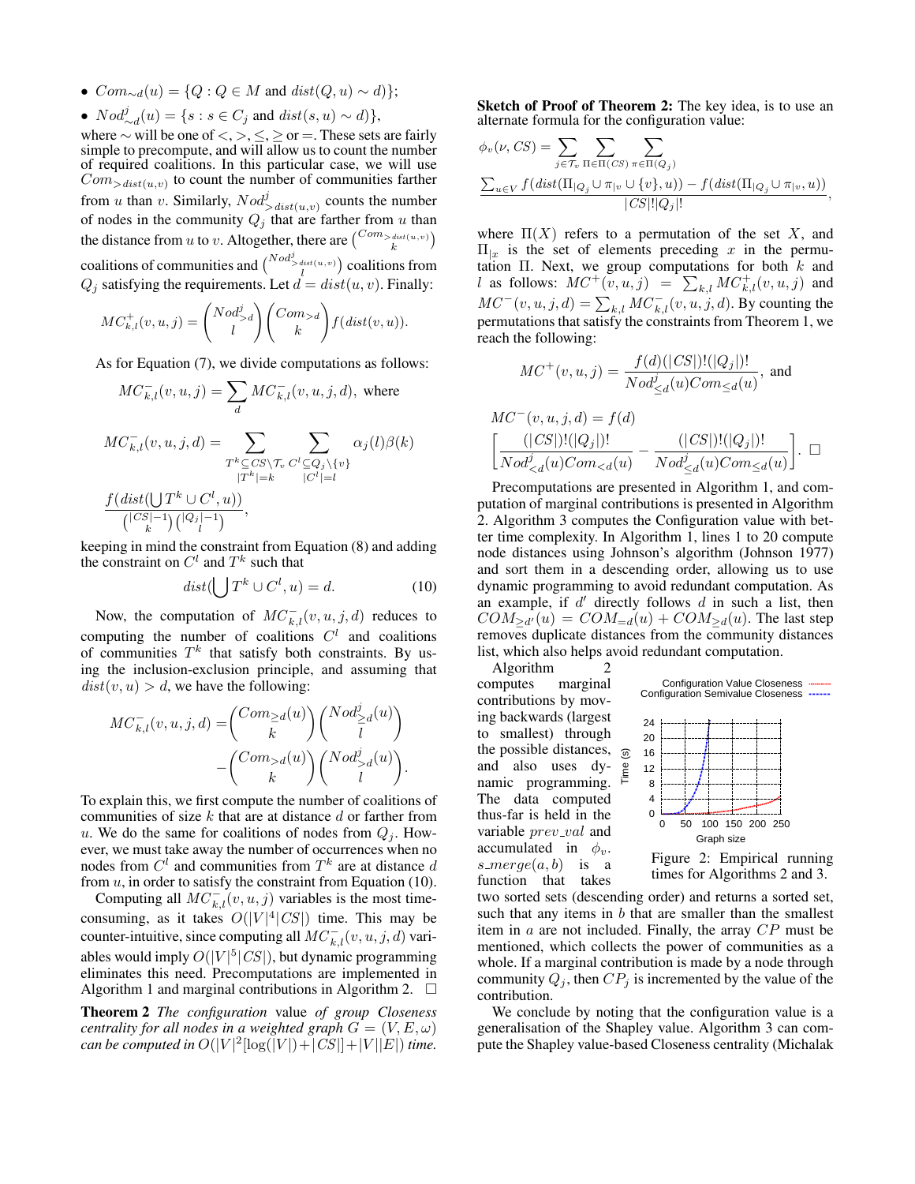- $Com_{\sim d}(u) = \{Q : Q \in M \text{ and } dist(Q,u) \sim d)\}$;
- $Nod^j_{\sim d}(u) = \{s : s \in C_j \text{ and } dist(s,u) \sim d)\}$,

where $\sim$ will be one of $<, >, \leq, \geq$ or $=$. These sets are fairly simple to precompute, and will allow us to count the number of required coalitions. In this particular case, we will use $Com_{>dist(u,v)}$ to count the number of communities farther from $u$ than $v$. Similarly, $Nod^j_{>dist(u,v)}$ counts the number of nodes in the community $Q_j$ that are farther from $u$ than the distance from $u$ to $v$. Altogether, there are $\binom{Com_{>dist(u,v)}}{k}$ coalitions of communities and $\binom{Nod^j_{>dist(u,v)}}{l}$ coalitions from $Q_j$ satisfying the requirements. Let $d = dist(u,v)$. Finally:

$$MC^+_{k,l}(v,u,j) = \binom{Nod^j_{>d}}{l}\binom{Com_{>d}}{k} f(dist(v,u)).$$

As for Equation (7), we divide computations as follows:

$$MC^-_{k,l}(v,u,j) = \sum_d MC^-_{k,l}(v,u,j,d), \text{ where}$$

$$MC^-_{k,l}(v,u,j,d) = \sum_{\substack{T^k \subseteq CS \setminus \mathcal{T}_v \\ |T^k|=k}} \sum_{\substack{C^l \subseteq Q_j \setminus \{v\} \\ |C^l|=l}} \alpha_j(l)\beta(k)$$

$$\frac{f(dist(\bigcup T^k \cup C^l, u))}{\binom{|CS|-1}{k}\binom{|Q_j|-1}{l}},$$

keeping in mind the constraint from Equation (8) and adding the constraint on $C^l$ and $T^k$ such that

$$dist(\bigcup T^k \cup C^l, u) = d. \tag{10}$$

Now, the computation of $MC^-_{k,l}(v,u,j,d)$ reduces to computing the number of coalitions $C^l$ and coalitions of communities $T^k$ that satisfy both constraints. By using the inclusion-exclusion principle, and assuming that $dist(v,u) > d$, we have the following:

$$MC^-_{k,l}(v,u,j,d) = \binom{Com_{\geq d}(u)}{k}\binom{Nod^j_{\geq d}(u)}{l} - \binom{Com_{>d}(u)}{k}\binom{Nod^j_{>d}(u)}{l}.$$

To explain this, we first compute the number of coalitions of communities of size $k$ that are at distance $d$ or farther from $u$. We do the same for coalitions of nodes from $Q_j$. However, we must take away the number of occurrences when no nodes from $C^l$ and communities from $T^k$ are at distance $d$ from $u$, in order to satisfy the constraint from Equation (10).

Computing all $MC^-_{k,l}(v,u,j)$ variables is the most time-consuming, as it takes $O(|V|^4|CS|)$ time. This may be counter-intuitive, since computing all $MC^-_{k,l}(v,u,j,d)$ variables would imply $O(|V|^5|CS|)$, but dynamic programming eliminates this need. Precomputations are implemented in Algorithm 1 and marginal contributions in Algorithm 2. $\square$

**Theorem 2** *The configuration value of group Closeness centrality for all nodes in a weighted graph $G = (V, E, \omega)$ can be computed in $O(|V|^2[\log(|V|) + |CS|] + |V||E|)$ time.*

**Sketch of Proof of Theorem 2:** The key idea, is to use an alternate formula for the configuration value:

$$\phi_v(\nu, CS) = \sum_{j \in \mathcal{T}_v} \sum_{\Pi \in \Pi(CS)} \sum_{\pi \in \Pi(Q_j)}$$

$$\frac{\sum_{u \in V} f(dist(\Pi_{|Q_j} \cup \pi_{|v} \cup \{v\}, u)) - f(dist(\Pi_{|Q_j} \cup \pi_{|v}, u))}{|CS|!|Q_j|!},$$

where $\Pi(X)$ refers to a permutation of the set $X$, and $\Pi_{|x}$ is the set of elements preceding $x$ in the permutation $\Pi$. Next, we group computations for both $k$ and $l$ as follows: $MC^+(v,u,j) = \sum_{k,l} MC^+_{k,l}(v,u,j)$ and $MC^-(v,u,j,d) = \sum_{k,l} MC^-_{k,l}(v,u,j,d)$. By counting the permutations that satisfy the constraints from Theorem 1, we reach the following:

$$MC^+(v,u,j) = \frac{f(d)(|CS|)!(|Q_j|)!}{Nod^j_{\leq d}(u) Com_{\leq d}(u)}, \text{ and}$$

$$MC^-(v,u,j,d) = f(d)$$
$$\left[\frac{(|CS|)!(|Q_j|)!}{Nod^j_{<d}(u) Com_{<d}(u)} - \frac{(|CS|)!(|Q_j|)!}{Nod^j_{\leq d}(u) Com_{\leq d}(u)}\right]. \ \square$$

Precomputations are presented in Algorithm 1, and computation of marginal contributions is presented in Algorithm 2. Algorithm 3 computes the Configuration value with better time complexity. In Algorithm 1, lines 1 to 20 compute node distances using Johnson's algorithm (Johnson 1977) and sort them in a descending order, allowing us to use dynamic programming to avoid redundant computation. As an example, if $d'$ directly follows $d$ in such a list, then $COM_{\geq d'}(u) = COM_{=d}(u) + COM_{\geq d}(u)$. The last step removes duplicate distances from the community distances list, which also helps avoid redundant computation.

Algorithm 2 computes marginal contributions by moving backwards (largest to smallest) through the possible distances, and also uses dynamic programming. The data computed thus-far is held in the variable $prev\_val$ and accumulated in $\phi_v$. $s\_merge(a,b)$ is a function that takes two sorted sets (descending order) and returns a sorted set, such that any items in $b$ that are smaller than the smallest item in $a$ are not included. Finally, the array $CP$ must be mentioned, which collects the power of communities as a whole. If a marginal contribution is made by a node through community $Q_j$, then $CP_j$ is incremented by the value of the contribution.

Figure 2: Empirical running times for Algorithms 2 and 3.

We conclude by noting that the configuration value is a generalisation of the Shapley value. Algorithm 3 can compute the Shapley value-based Closeness centrality (Michalak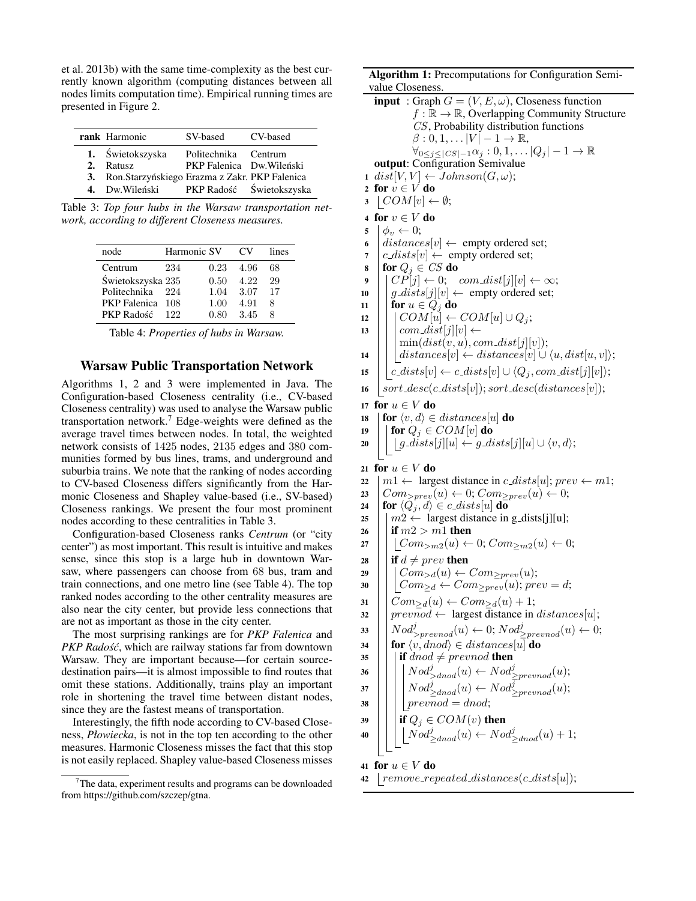et al. 2013b) with the same time-complexity as the best currently known algorithm (computing distances between all nodes limits computation time). Empirical running times are presented in Figure 2.

| rank | Harmonic | SV-based | CV-based |
|---|---|---|---|
| **1.** | Świetokszyska | Politechnika | Centrum |
| **2.** | Ratusz | PKP Falenica | Dw.Wileński |
| **3.** | Ron.Starzyńskiego | Erazma z Zakr. | PKP Falenica |
| **4.** | Dw.Wileński | PKP Radość | Świetokszyska |

Table 3: *Top four hubs in the Warsaw transportation network, according to different Closeness measures.*

| node | Harmonic | SV | CV | lines |
|---|---|---|---|---|
| Centrum | 234 | 0.23 | 4.96 | 68 |
| Świetokszyska | 235 | 0.50 | 4.22 | 29 |
| Politechnika | 224 | 1.04 | 3.07 | 17 |
| PKP Falenica | 108 | 1.00 | 4.91 | 8 |
| PKP Radość | 122 | 0.80 | 3.45 | 8 |

Table 4: *Properties of hubs in Warsaw.*

## Warsaw Public Transportation Network

Algorithms 1, 2 and 3 were implemented in Java. The Configuration-based Closeness centrality (i.e., CV-based Closeness centrality) was used to analyse the Warsaw public transportation network.[7] Edge-weights were defined as the average travel times between nodes. In total, the weighted network consists of 1425 nodes, 2135 edges and 380 communities formed by bus lines, trams, and underground and suburbia trains. We note that the ranking of nodes according to CV-based Closeness differs significantly from the Harmonic Closeness and Shapley value-based (i.e., SV-based) Closeness rankings. We present the four most prominent nodes according to these centralities in Table 3.

Configuration-based Closeness ranks *Centrum* (or "city center") as most important. This result is intuitive and makes sense, since this stop is a large hub in downtown Warsaw, where passengers can choose from 68 bus, tram and train connections, and one metro line (see Table 4). The top ranked nodes according to the other centrality measures are also near the city center, but provide less connections that are not as important as those in the city center.

The most surprising rankings are for *PKP Falenica* and *PKP Radość*, which are railway stations far from downtown Warsaw. They are important because—for certain source-destination pairs—it is almost impossible to find routes that omit these stations. Additionally, trains play an important role in shortening the travel time between distant nodes, since they are the fastest means of transportation.

Interestingly, the fifth node according to CV-based Closeness, *Płowiecka*, is not in the top ten according to the other measures. Harmonic Closeness misses the fact that this stop is not easily replaced. Shapley value-based Closeness misses

[7] The data, experiment results and programs can be downloaded from https://github.com/szczep/gtna.

**Algorithm 1:** Precomputations for Configuration Semivalue Closeness.

```
input : Graph G = (V, E, ω), Closeness function
        f : ℝ → ℝ, Overlapping Community Structure
        CS, Probability distribution functions
        β : 0, 1, ... |V| − 1 → ℝ,
        ∀_{0≤j≤|CS|−1} α_j : 0, 1, ... |Q_j| − 1 → ℝ
output: Configuration Semivalue
1  dist[V, V] ← Johnson(G, ω);
2  for v ∈ V do
3      COM[v] ← ∅;
4  for v ∈ V do
5      φ_v ← 0;
6      distances[v] ← empty ordered set;
7      c_dists[v] ← empty ordered set;
8      for Q_j ∈ CS do
9          CP[j] ← 0;   com_dist[j][v] ← ∞;
10         g_dists[j][v] ← empty ordered set;
11         for u ∈ Q_j do
12             COM[u] ← COM[u] ∪ Q_j;
13             com_dist[j][v] ←
               min(dist(v, u), com_dist[j][v]);
14             distances[v] ← distances[v] ∪ ⟨u, dist[u, v]⟩;
15         c_dists[v] ← c_dists[v] ∪ ⟨Q_j, com_dist[j][v]⟩;
16     sort_desc(c_dists[v]); sort_desc(distances[v]);
17 for u ∈ V do
18     for ⟨v, d⟩ ∈ distances[u] do
19         for Q_j ∈ COM[v] do
20             g_dists[j][u] ← g_dists[j][u] ∪ ⟨v, d⟩;
21 for u ∈ V do
22     m1 ← largest distance in c_dists[u]; prev ← m1;
23     Com_{>prev}(u) ← 0; Com_{≥prev}(u) ← 0;
24     for ⟨Q_j, d⟩ ∈ c_dists[u] do
25         m2 ← largest distance in g_dists[j][u];
26         if m2 > m1 then
27             Com_{>m2}(u) ← 0; Com_{≥m2}(u) ← 0;
28         if d ≠ prev then
29             Com_{>d}(u) ← Com_{≥prev}(u);
30             Com_{≥d} ← Com_{≥prev}(u); prev = d;
31         Com_{≥d}(u) ← Com_{≥d}(u) + 1;
32         prevnod ← largest distance in distances[u];
33         Nod^j_{>prevnod}(u) ← 0; Nod^j_{≥prevnod}(u) ← 0;
34         for ⟨v, dnod⟩ ∈ distances[u] do
35             if dnod ≠ prevnod then
36                 Nod^j_{>dnod}(u) ← Nod^j_{≥prevnod}(u);
37                 Nod^j_{≥dnod}(u) ← Nod^j_{≥prevnod}(u);
38                 prevnod = dnod;
39             if Q_j ∈ COM(v) then
40                 Nod^j_{≥dnod}(u) ← Nod^j_{≥dnod}(u) + 1;
41 for u ∈ V do
42     remove_repeated_distances(c_dists[u]);
```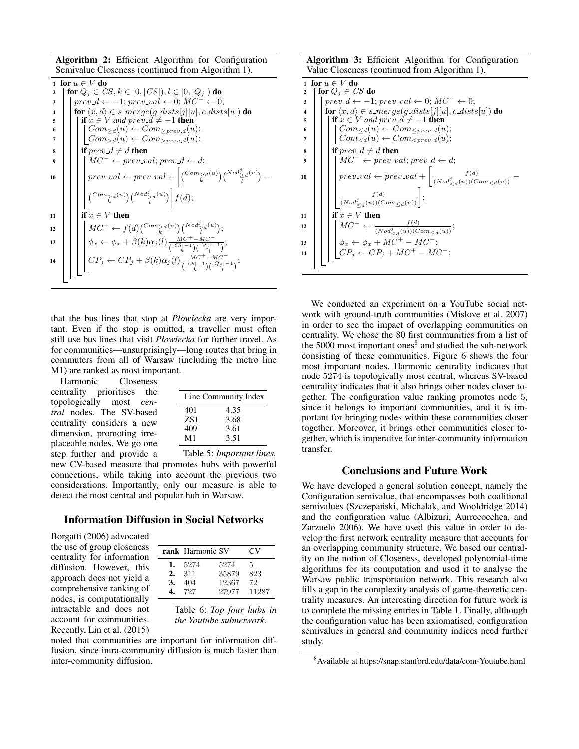**Algorithm 2:** Efficient Algorithm for Configuration Semivalue Closeness (continued from Algorithm 1).

```
1  for u ∈ V do
2    for Q_j ∈ CS, k ∈ [0, |CS|), l ∈ [0, |Q_j|) do
3      prev_d ← −1; prev_val ← 0; MC⁻ ← 0;
4      for ⟨x, d⟩ ∈ s_merge(g_dists[j][u], c_dists[u]) do
5        if x ∈ V and prev_d ≠ −1 then
6          Com_{≥d}(u) ← Com_{≥prev_d}(u);
7          Com_{>d}(u) ← Com_{>prev_d}(u);
8        if prev_d ≠ d then
9          MC⁻ ← prev_val; prev_d ← d;
10         prev_val ← prev_val + [ C(Com_{≥d}(u), k) C(Nod^j_{≥d}(u), l) −
               C(Com_{>d}(u), k) C(Nod^j_{>d}(u), l) ] f(d);
11       if x ∈ V then
12         MC⁺ ← f(d) C(Com_{>d}(u), k) C(Nod^j_{>d}(u), l);
13         φ_x ← φ_x + β(k) α_j(l) (MC⁺ − MC⁻) / ( C(|CS|−1, k) C(|Q_j|−1, l) );
14         CP_j ← CP_j + β(k) α_j(l) (MC⁺ − MC⁻) / ( C(|CS|−1, k) C(|Q_j|−1, l) );
```

Line 10: $prev\_val \leftarrow prev\_val + \left[\binom{Com_{\geq d}(u)}{k}\binom{Nod^j_{\geq d}(u)}{l} - \binom{Com_{>d}(u)}{k}\binom{Nod^j_{>d}(u)}{l}\right] f(d);$

Line 12: $MC^+ \leftarrow f(d)\binom{Com_{>d}(u)}{k}\binom{Nod^j_{>d}(u)}{l};$

Line 13: $\phi_x \leftarrow \phi_x + \beta(k)\alpha_j(l)\frac{MC^+ - MC^-}{\binom{|CS|-1}{k}\binom{|Q_j|-1}{l}};$

Line 14: $CP_j \leftarrow CP_j + \beta(k)\alpha_j(l)\frac{MC^+ - MC^-}{\binom{|CS|-1}{k}\binom{|Q_j|-1}{l}};$

**Algorithm 3:** Efficient Algorithm for Configuration Value Closeness (continued from Algorithm 1).

```
1  for u ∈ V do
2    for Q_j ∈ CS do
3      prev_d ← −1; prev_val ← 0; MC⁻ ← 0;
4      for ⟨x, d⟩ ∈ s_merge(g_dists[j][u], c_dists[u]) do
5        if x ∈ V and prev_d ≠ −1 then
6          Com_{≤d}(u) ← Com_{≤prev_d}(u);
7          Com_{<d}(u) ← Com_{<prev_d}(u);
8        if prev_d ≠ d then
9          MC⁻ ← prev_val; prev_d ← d;
10         prev_val ← prev_val + [ f(d) / ((Nod^j_{<d}(u))(Com_{<d}(u))) −
               f(d) / ((Nod^j_{≤d}(u))(Com_{≤d}(u))) ];
11       if x ∈ V then
12         MC⁺ ← f(d) / ((Nod^j_{≤d}(u))(Com_{≤d}(u)));
13         φ_x ← φ_x + MC⁺ − MC⁻;
14         CP_j ← CP_j + MC⁺ − MC⁻;
```

Line 10: $prev\_val \leftarrow prev\_val + \left[\frac{f(d)}{(Nod^j_{<d}(u))(Com_{<d}(u))} - \frac{f(d)}{(Nod^j_{\leq d}(u))(Com_{\leq d}(u))}\right];$

Line 12: $MC^+ \leftarrow \frac{f(d)}{(Nod^j_{\leq d}(u))(Com_{\leq d}(u))};$

that the bus lines that stop at *Płowiecka* are very important. Even if the stop is omitted, a traveller must often still use bus lines that visit *Płowiecka* for further travel. As for communities—unsurprisingly—long routes that bring in commuters from all of Warsaw (including the metro line M1) are ranked as most important.

| Line | Community Index |
|---|---|
| 401 | 4.35 |
| ZS1 | 3.68 |
| 409 | 3.61 |
| M1 | 3.51 |

Table 5: *Important lines.*

Harmonic Closeness centrality prioritises the topologically most *central* nodes. The SV-based centrality considers a new dimension, promoting irreplaceable nodes. We go one step further and provide a new CV-based measure that promotes hubs with powerful connections, while taking into account the previous two considerations. Importantly, only our measure is able to detect the most central and popular hub in Warsaw.

## Information Diffusion in Social Networks

Borgatti (2006) advocated the use of group closeness centrality for information diffusion. However, this approach does not yield a comprehensive ranking of nodes, is computationally intractable and does not account for communities. Recently, Lin et al. (2015) noted that communities are important for information diffusion, since intra-community diffusion is much faster than inter-community diffusion.

| rank | Harmonic | SV | CV |
|---|---|---|---|
| **1.** | 5274 | 5274 | 5 |
| **2.** | 311 | 35879 | 823 |
| **3.** | 404 | 12367 | 72 |
| **4.** | 727 | 27977 | 11287 |

Table 6: *Top four hubs in the Youtube subnetwork.*

We conducted an experiment on a YouTube social network with ground-truth communities (Mislove et al. 2007) in order to see the impact of overlapping communities on centrality. We chose the 80 first communities from a list of the 5000 most important ones[8] and studied the sub-network consisting of these communities. Figure 6 shows the four most important nodes. Harmonic centrality indicates that node 5274 is topologically most central, whereas SV-based centrality indicates that it also brings other nodes closer together. The configuration value ranking promotes node 5, since it belongs to important communities, and it is important for bringing nodes within these communities closer together. Moreover, it brings other communities closer together, which is imperative for inter-community information transfer.

## Conclusions and Future Work

We have developed a general solution concept, namely the Configuration semivalue, that encompasses both coalitional semivalues (Szczepański, Michalak, and Wooldridge 2014) and the configuration value (Albizuri, Aurrecoechea, and Zarzuelo 2006). We have used this value in order to develop the first network centrality measure that accounts for an overlapping community structure. We based our centrality on the notion of Closeness, developed polynomial-time algorithms for its computation and used it to analyse the Warsaw public transportation network. This research also fills a gap in the complexity analysis of game-theoretic centrality measures. An interesting direction for future work is to complete the missing entries in Table 1. Finally, although the configuration value has been axiomatised, configuration semivalues in general and community indices need further study.

[8] Available at https://snap.stanford.edu/data/com-Youtube.html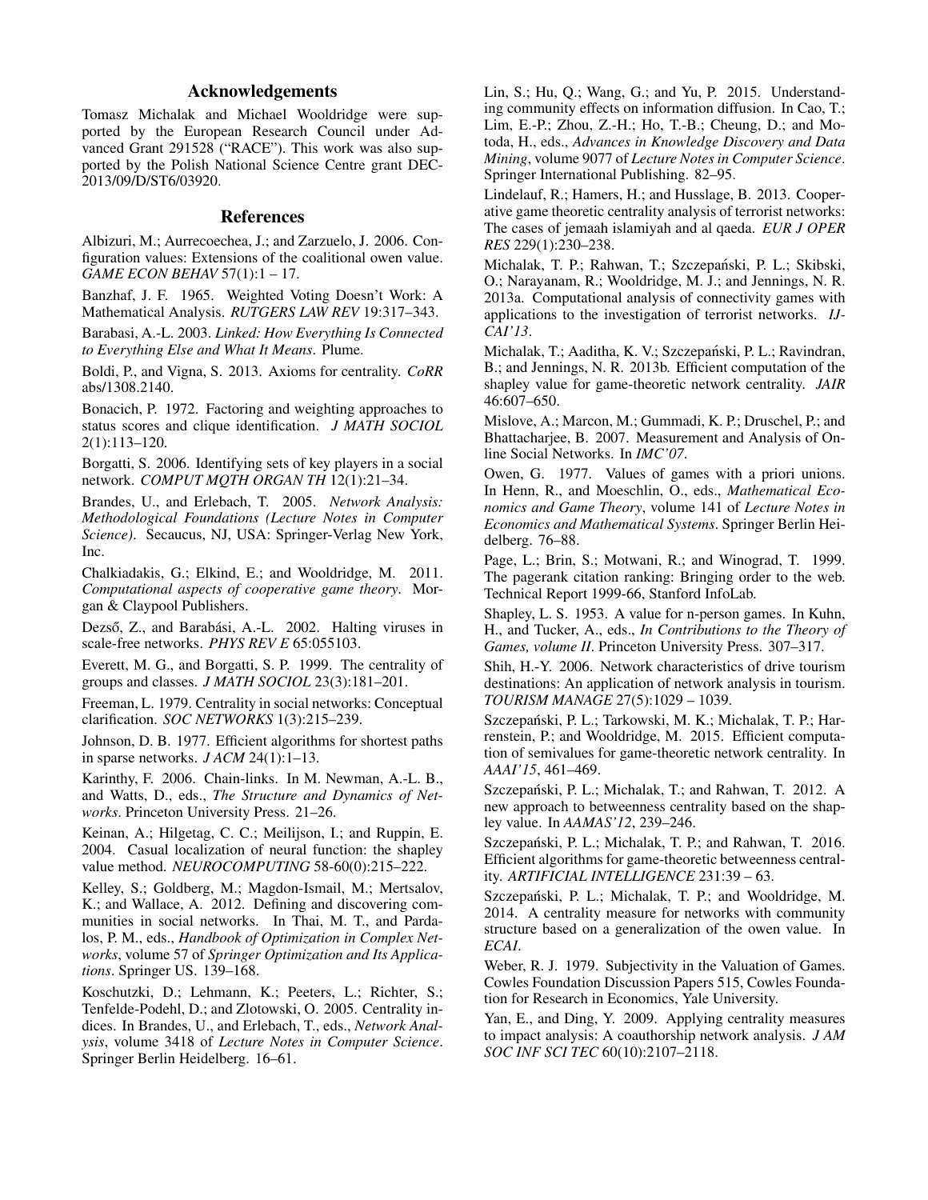## Acknowledgements

Tomasz Michalak and Michael Wooldridge were supported by the European Research Council under Advanced Grant 291528 ("RACE"). This work was also supported by the Polish National Science Centre grant DEC-2013/09/D/ST6/03920.

## References

Albizuri, M.; Aurrecoechea, J.; and Zarzuelo, J. 2006. Configuration values: Extensions of the coalitional owen value. *GAME ECON BEHAV* 57(1):1 – 17.

Banzhaf, J. F. 1965. Weighted Voting Doesn't Work: A Mathematical Analysis. *RUTGERS LAW REV* 19:317–343.

Barabasi, A.-L. 2003. *Linked: How Everything Is Connected to Everything Else and What It Means*. Plume.

Boldi, P., and Vigna, S. 2013. Axioms for centrality. *CoRR* abs/1308.2140.

Bonacich, P. 1972. Factoring and weighting approaches to status scores and clique identification. *J MATH SOCIOL* 2(1):113–120.

Borgatti, S. 2006. Identifying sets of key players in a social network. *COMPUT MQTH ORGAN TH* 12(1):21–34.

Brandes, U., and Erlebach, T. 2005. *Network Analysis: Methodological Foundations (Lecture Notes in Computer Science)*. Secaucus, NJ, USA: Springer-Verlag New York, Inc.

Chalkiadakis, G.; Elkind, E.; and Wooldridge, M. 2011. *Computational aspects of cooperative game theory*. Morgan & Claypool Publishers.

Dezső, Z., and Barabási, A.-L. 2002. Halting viruses in scale-free networks. *PHYS REV E* 65:055103.

Everett, M. G., and Borgatti, S. P. 1999. The centrality of groups and classes. *J MATH SOCIOL* 23(3):181–201.

Freeman, L. 1979. Centrality in social networks: Conceptual clarification. *SOC NETWORKS* 1(3):215–239.

Johnson, D. B. 1977. Efficient algorithms for shortest paths in sparse networks. *J ACM* 24(1):1–13.

Karinthy, F. 2006. Chain-links. In M. Newman, A.-L. B., and Watts, D., eds., *The Structure and Dynamics of Networks*. Princeton University Press. 21–26.

Keinan, A.; Hilgetag, C. C.; Meilijson, I.; and Ruppin, E. 2004. Casual localization of neural function: the shapley value method. *NEUROCOMPUTING* 58-60(0):215–222.

Kelley, S.; Goldberg, M.; Magdon-Ismail, M.; Mertsalov, K.; and Wallace, A. 2012. Defining and discovering communities in social networks. In Thai, M. T., and Pardalos, P. M., eds., *Handbook of Optimization in Complex Networks*, volume 57 of *Springer Optimization and Its Applications*. Springer US. 139–168.

Koschutzki, D.; Lehmann, K.; Peeters, L.; Richter, S.; Tenfelde-Podehl, D.; and Zlotowski, O. 2005. Centrality indices. In Brandes, U., and Erlebach, T., eds., *Network Analysis*, volume 3418 of *Lecture Notes in Computer Science*. Springer Berlin Heidelberg. 16–61.

Lin, S.; Hu, Q.; Wang, G.; and Yu, P. 2015. Understanding community effects on information diffusion. In Cao, T.; Lim, E.-P.; Zhou, Z.-H.; Ho, T.-B.; Cheung, D.; and Motoda, H., eds., *Advances in Knowledge Discovery and Data Mining*, volume 9077 of *Lecture Notes in Computer Science*. Springer International Publishing. 82–95.

Lindelauf, R.; Hamers, H.; and Husslage, B. 2013. Cooperative game theoretic centrality analysis of terrorist networks: The cases of jemaah islamiyah and al qaeda. *EUR J OPER RES* 229(1):230–238.

Michalak, T. P.; Rahwan, T.; Szczepański, P. L.; Skibski, O.; Narayanam, R.; Wooldridge, M. J.; and Jennings, N. R. 2013a. Computational analysis of connectivity games with applications to the investigation of terrorist networks. *IJCAI'13*.

Michalak, T.; Aaditha, K. V.; Szczepański, P. L.; Ravindran, B.; and Jennings, N. R. 2013b. Efficient computation of the shapley value for game-theoretic network centrality. *JAIR* 46:607–650.

Mislove, A.; Marcon, M.; Gummadi, K. P.; Druschel, P.; and Bhattacharjee, B. 2007. Measurement and Analysis of Online Social Networks. In *IMC'07*.

Owen, G. 1977. Values of games with a priori unions. In Henn, R., and Moeschlin, O., eds., *Mathematical Economics and Game Theory*, volume 141 of *Lecture Notes in Economics and Mathematical Systems*. Springer Berlin Heidelberg. 76–88.

Page, L.; Brin, S.; Motwani, R.; and Winograd, T. 1999. The pagerank citation ranking: Bringing order to the web. Technical Report 1999-66, Stanford InfoLab.

Shapley, L. S. 1953. A value for n-person games. In Kuhn, H., and Tucker, A., eds., *In Contributions to the Theory of Games, volume II*. Princeton University Press. 307–317.

Shih, H.-Y. 2006. Network characteristics of drive tourism destinations: An application of network analysis in tourism. *TOURISM MANAGE* 27(5):1029 – 1039.

Szczepański, P. L.; Tarkowski, M. K.; Michalak, T. P.; Harrenstein, P.; and Wooldridge, M. 2015. Efficient computation of semivalues for game-theoretic network centrality. In *AAAI'15*, 461–469.

Szczepański, P. L.; Michalak, T.; and Rahwan, T. 2012. A new approach to betweenness centrality based on the shapley value. In *AAMAS'12*, 239–246.

Szczepański, P. L.; Michalak, T. P.; and Rahwan, T. 2016. Efficient algorithms for game-theoretic betweenness centrality. *ARTIFICIAL INTELLIGENCE* 231:39 – 63.

Szczepański, P. L.; Michalak, T. P.; and Wooldridge, M. 2014. A centrality measure for networks with community structure based on a generalization of the owen value. In *ECAI*.

Weber, R. J. 1979. Subjectivity in the Valuation of Games. Cowles Foundation Discussion Papers 515, Cowles Foundation for Research in Economics, Yale University.

Yan, E., and Ding, Y. 2009. Applying centrality measures to impact analysis: A coauthorship network analysis. *J AM SOC INF SCI TEC* 60(10):2107–2118.